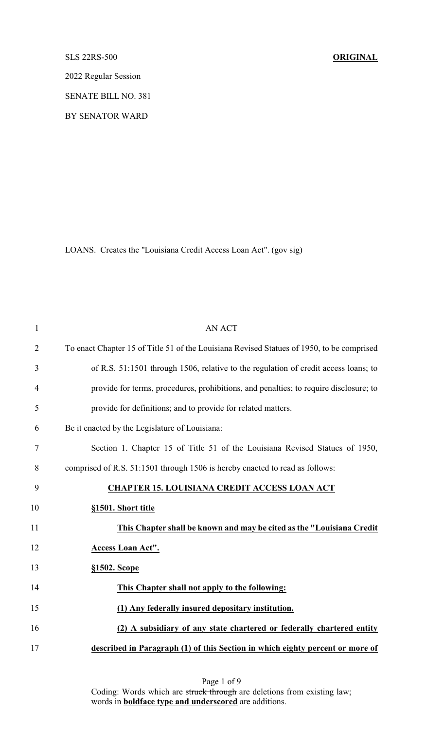SLS 22RS-500 **ORIGINAL**

2022 Regular Session

SENATE BILL NO. 381

BY SENATOR WARD

LOANS. Creates the "Louisiana Credit Access Loan Act". (gov sig)

AN ACT

To enact Chapter 15 of Title 51 of the Louisiana Revised Statues of 1950, to be comprised of R.S. 51:1501 through 1506, relative to the regulation of credit access loans; to provide for terms, procedures, prohibitions, and penalties; to require disclosure; to provide for definitions; and to provide for related matters.

Be it enacted by the Legislature of Louisiana:

Section 1. Chapter 15 of Title 51 of the Louisiana Revised Statues of 1950, comprised of R.S. 51:1501 through 1506 is hereby enacted to read as follows:

**CHAPTER 15. LOUISIANA CREDIT ACCESS LOAN ACT**

**§1501. Short title**

**This Chapter shall be known and may be cited as the "Louisiana Credit Access Loan Act".**

**§1502. Scope**

**This Chapter shall not apply to the following:**

**(1) Any federally insured depositary institution.**

**(2) A subsidiary of any state chartered or federally chartered entity described in Paragraph (1) of this Section in which eighty percent or more of**

Coding: Words which are ~~struck through~~ are deletions from existing law; words in **boldface type and underscored** are additions.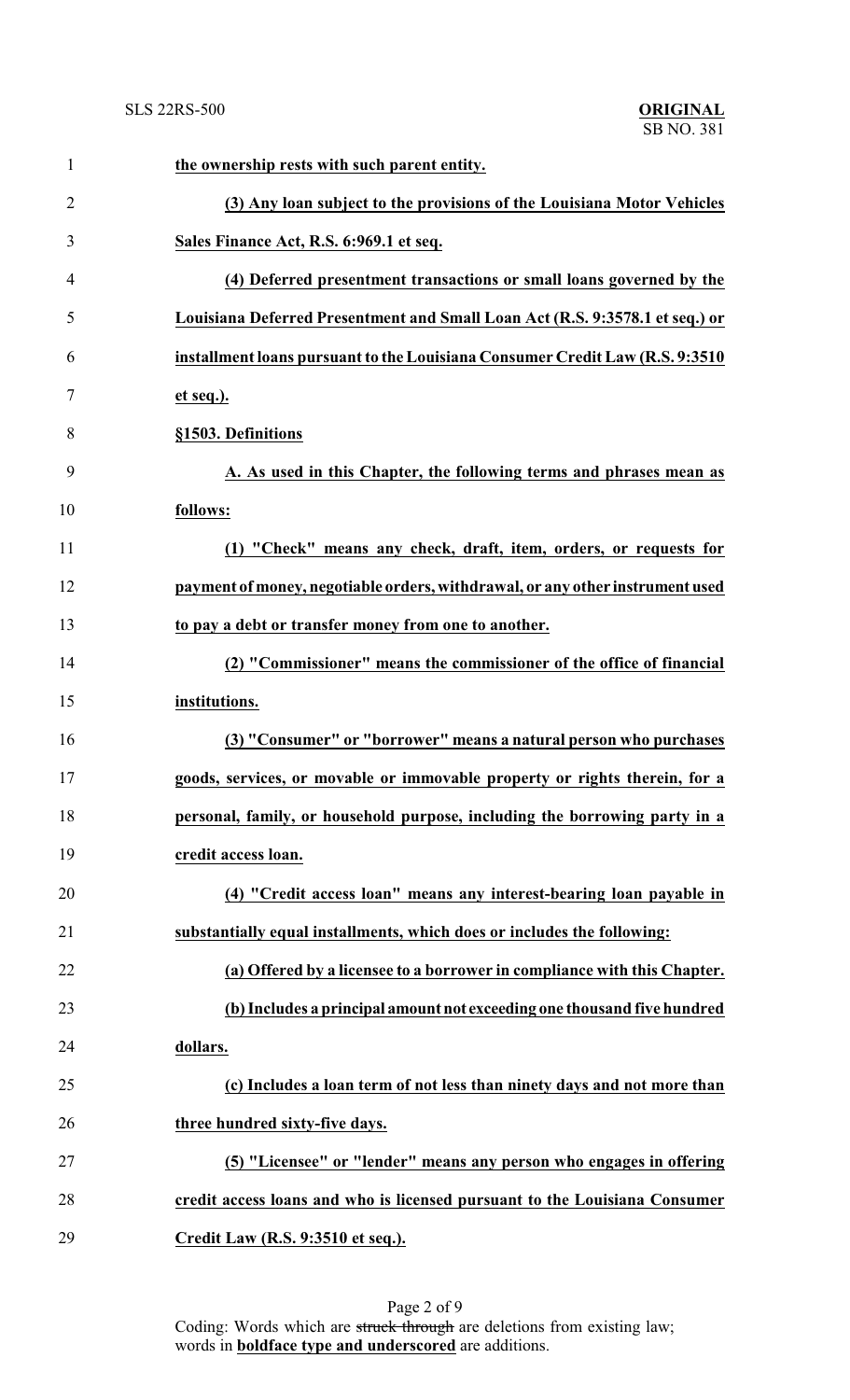**the ownership rests with such parent entity.**

**(3) Any loan subject to the provisions of the Louisiana Motor Vehicles Sales Finance Act, R.S. 6:969.1 et seq.**

**(4) Deferred presentment transactions or small loans governed by the Louisiana Deferred Presentment and Small Loan Act (R.S. 9:3578.1 et seq.) or installment loans pursuant to the Louisiana Consumer Credit Law (R.S. 9:3510 et seq.).**

**§1503. Definitions**

**A. As used in this Chapter, the following terms and phrases mean as follows:**

**(1) "Check" means any check, draft, item, orders, or requests for payment of money, negotiable orders, withdrawal, or any other instrument used to pay a debt or transfer money from one to another.**

**(2) "Commissioner" means the commissioner of the office of financial institutions.**

**(3) "Consumer" or "borrower" means a natural person who purchases goods, services, or movable or immovable property or rights therein, for a personal, family, or household purpose, including the borrowing party in a credit access loan.**

**(4) "Credit access loan" means any interest-bearing loan payable in substantially equal installments, which does or includes the following:**

**(a) Offered by a licensee to a borrower in compliance with this Chapter.**

**(b) Includes a principal amount not exceeding one thousand five hundred dollars.**

**(c) Includes a loan term of not less than ninety days and not more than three hundred sixty-five days.**

**(5) "Licensee" or "lender" means any person who engages in offering credit access loans and who is licensed pursuant to the Louisiana Consumer Credit Law (R.S. 9:3510 et seq.).**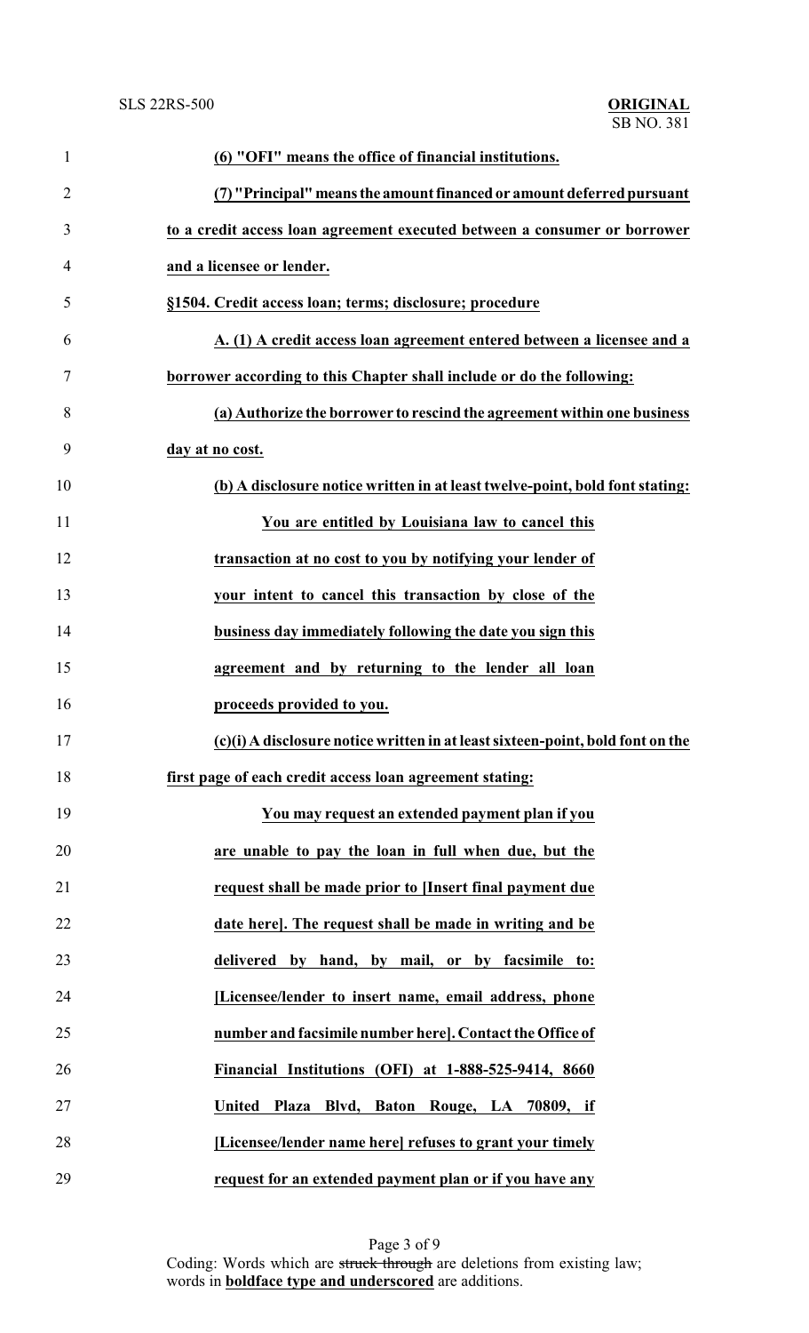**(6) "OFI" means the office of financial institutions.**

**(7) "Principal" means the amount financed or amount deferred pursuant to a credit access loan agreement executed between a consumer or borrower and a licensee or lender.**

**§1504. Credit access loan; terms; disclosure; procedure**

**A. (1) A credit access loan agreement entered between a licensee and a borrower according to this Chapter shall include or do the following:**

**(a) Authorize the borrower to rescind the agreement within one business day at no cost.**

**(b) A disclosure notice written in at least twelve-point, bold font stating:**

> **You are entitled by Louisiana law to cancel this transaction at no cost to you by notifying your lender of your intent to cancel this transaction by close of the business day immediately following the date you sign this agreement and by returning to the lender all loan proceeds provided to you.**

**(c)(i) A disclosure notice written in at least sixteen-point, bold font on the first page of each credit access loan agreement stating:**

> **You may request an extended payment plan if you are unable to pay the loan in full when due, but the request shall be made prior to [Insert final payment due date here]. The request shall be made in writing and be delivered by hand, by mail, or by facsimile to: [Licensee/lender to insert name, email address, phone number and facsimile number here]. Contact the Office of Financial Institutions (OFI) at 1-888-525-9414, 8660 United Plaza Blvd, Baton Rouge, LA 70809, if [Licensee/lender name here] refuses to grant your timely request for an extended payment plan or if you have any**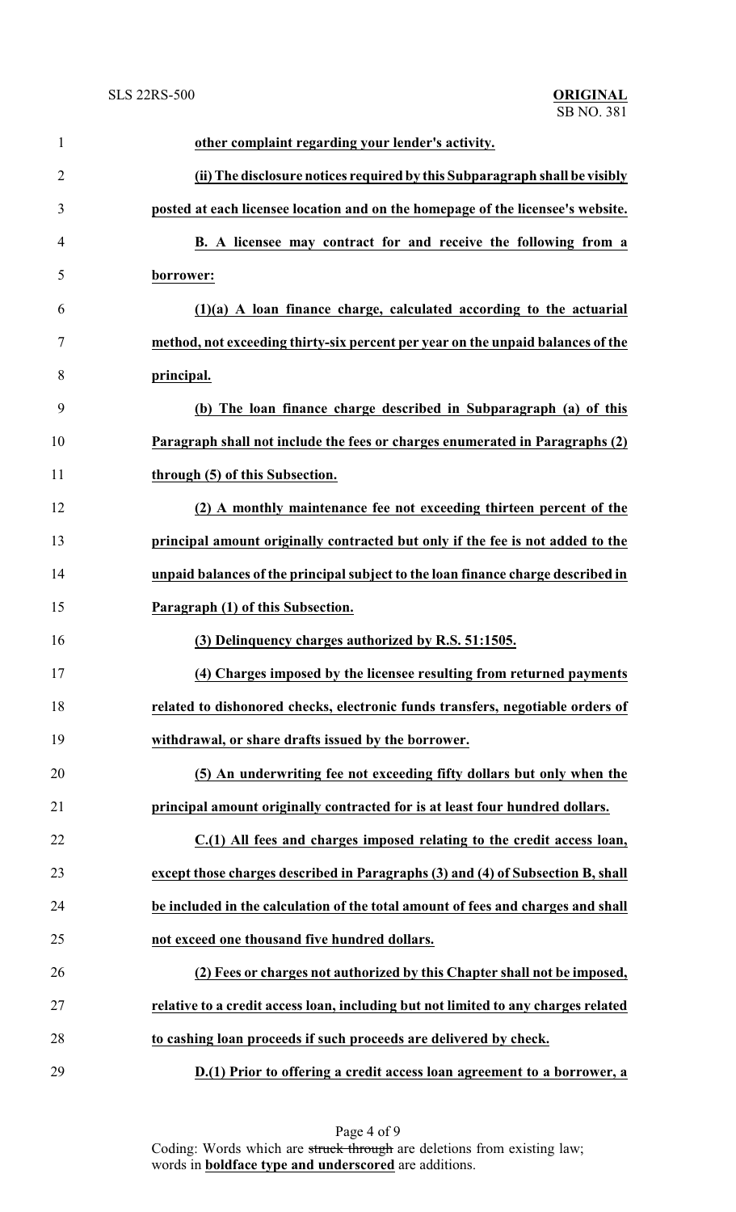**other complaint regarding your lender's activity.**

**(ii) The disclosure notices required by this Subparagraph shall be visibly posted at each licensee location and on the homepage of the licensee's website.**

**B. A licensee may contract for and receive the following from a borrower:**

**(1)(a) A loan finance charge, calculated according to the actuarial method, not exceeding thirty-six percent per year on the unpaid balances of the principal.**

**(b) The loan finance charge described in Subparagraph (a) of this Paragraph shall not include the fees or charges enumerated in Paragraphs (2) through (5) of this Subsection.**

**(2) A monthly maintenance fee not exceeding thirteen percent of the principal amount originally contracted but only if the fee is not added to the unpaid balances of the principal subject to the loan finance charge described in Paragraph (1) of this Subsection.**

**(3) Delinquency charges authorized by R.S. 51:1505.**

**(4) Charges imposed by the licensee resulting from returned payments related to dishonored checks, electronic funds transfers, negotiable orders of withdrawal, or share drafts issued by the borrower.**

**(5) An underwriting fee not exceeding fifty dollars but only when the principal amount originally contracted for is at least four hundred dollars.**

**C.(1) All fees and charges imposed relating to the credit access loan, except those charges described in Paragraphs (3) and (4) of Subsection B, shall be included in the calculation of the total amount of fees and charges and shall not exceed one thousand five hundred dollars.**

**(2) Fees or charges not authorized by this Chapter shall not be imposed, relative to a credit access loan, including but not limited to any charges related to cashing loan proceeds if such proceeds are delivered by check.**

**D.(1) Prior to offering a credit access loan agreement to a borrower, a**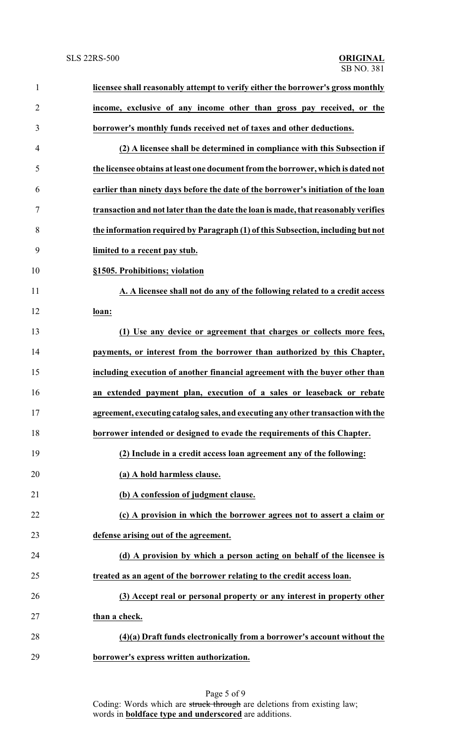**licensee shall reasonably attempt to verify either the borrower's gross monthly income, exclusive of any income other than gross pay received, or the borrower's monthly funds received net of taxes and other deductions.**

**(2) A licensee shall be determined in compliance with this Subsection if the licensee obtains at least one document from the borrower, which is dated not earlier than ninety days before the date of the borrower's initiation of the loan transaction and not later than the date the loan is made, that reasonably verifies the information required by Paragraph (1) of this Subsection, including but not limited to a recent pay stub.**

**§1505. Prohibitions; violation**

**A. A licensee shall not do any of the following related to a credit access loan:**

**(1) Use any device or agreement that charges or collects more fees, payments, or interest from the borrower than authorized by this Chapter, including execution of another financial agreement with the buyer other than an extended payment plan, execution of a sales or leaseback or rebate agreement, executing catalog sales, and executing any other transaction with the borrower intended or designed to evade the requirements of this Chapter.**

**(2) Include in a credit access loan agreement any of the following:**

**(a) A hold harmless clause.**

**(b) A confession of judgment clause.**

**(c) A provision in which the borrower agrees not to assert a claim or defense arising out of the agreement.**

**(d) A provision by which a person acting on behalf of the licensee is treated as an agent of the borrower relating to the credit access loan.**

**(3) Accept real or personal property or any interest in property other than a check.**

**(4)(a) Draft funds electronically from a borrower's account without the borrower's express written authorization.**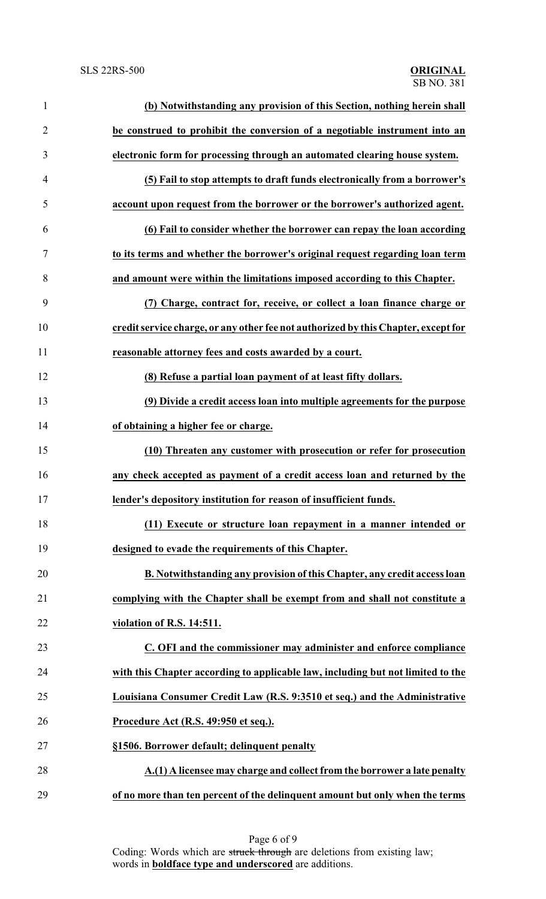**(b) Notwithstanding any provision of this Section, nothing herein shall be construed to prohibit the conversion of a negotiable instrument into an electronic form for processing through an automated clearing house system.**

**(5) Fail to stop attempts to draft funds electronically from a borrower's account upon request from the borrower or the borrower's authorized agent.**

**(6) Fail to consider whether the borrower can repay the loan according to its terms and whether the borrower's original request regarding loan term and amount were within the limitations imposed according to this Chapter.**

**(7) Charge, contract for, receive, or collect a loan finance charge or credit service charge, or any other fee not authorized by this Chapter, except for reasonable attorney fees and costs awarded by a court.**

**(8) Refuse a partial loan payment of at least fifty dollars.**

**(9) Divide a credit access loan into multiple agreements for the purpose of obtaining a higher fee or charge.**

**(10) Threaten any customer with prosecution or refer for prosecution any check accepted as payment of a credit access loan and returned by the lender's depository institution for reason of insufficient funds.**

**(11) Execute or structure loan repayment in a manner intended or designed to evade the requirements of this Chapter.**

**B. Notwithstanding any provision of this Chapter, any credit access loan complying with the Chapter shall be exempt from and shall not constitute a violation of R.S. 14:511.**

**C. OFI and the commissioner may administer and enforce compliance with this Chapter according to applicable law, including but not limited to the Louisiana Consumer Credit Law (R.S. 9:3510 et seq.) and the Administrative Procedure Act (R.S. 49:950 et seq.).**

**§1506. Borrower default; delinquent penalty**

**A.(1) A licensee may charge and collect from the borrower a late penalty of no more than ten percent of the delinquent amount but only when the terms**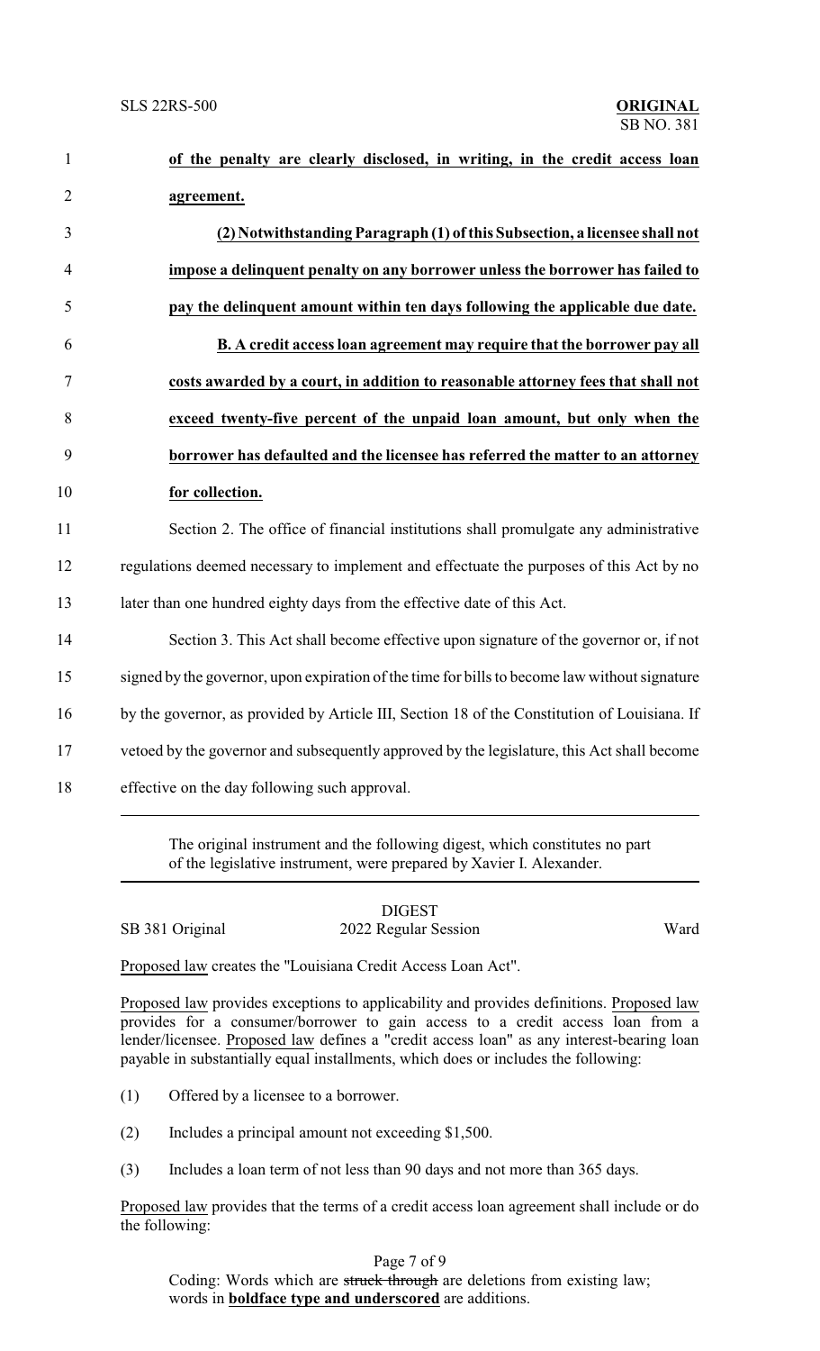**of the penalty are clearly disclosed, in writing, in the credit access loan agreement.**

**(2) Notwithstanding Paragraph (1) of this Subsection, a licensee shall not impose a delinquent penalty on any borrower unless the borrower has failed to pay the delinquent amount within ten days following the applicable due date.**

**B. A credit access loan agreement may require that the borrower pay all costs awarded by a court, in addition to reasonable attorney fees that shall not exceed twenty-five percent of the unpaid loan amount, but only when the borrower has defaulted and the licensee has referred the matter to an attorney for collection.**

Section 2. The office of financial institutions shall promulgate any administrative regulations deemed necessary to implement and effectuate the purposes of this Act by no later than one hundred eighty days from the effective date of this Act.

Section 3. This Act shall become effective upon signature of the governor or, if not signed by the governor, upon expiration of the time for bills to become law without signature by the governor, as provided by Article III, Section 18 of the Constitution of Louisiana. If vetoed by the governor and subsequently approved by the legislature, this Act shall become effective on the day following such approval.

---

The original instrument and the following digest, which constitutes no part of the legislative instrument, were prepared by Xavier I. Alexander.

---

DIGEST

SB 381 Original — 2022 Regular Session — Ward

Proposed law creates the "Louisiana Credit Access Loan Act".

Proposed law provides exceptions to applicability and provides definitions. Proposed law provides for a consumer/borrower to gain access to a credit access loan from a lender/licensee. Proposed law defines a "credit access loan" as any interest-bearing loan payable in substantially equal installments, which does or includes the following:

(1) Offered by a licensee to a borrower.

(2) Includes a principal amount not exceeding $1,500.

(3) Includes a loan term of not less than 90 days and not more than 365 days.

Proposed law provides that the terms of a credit access loan agreement shall include or do the following: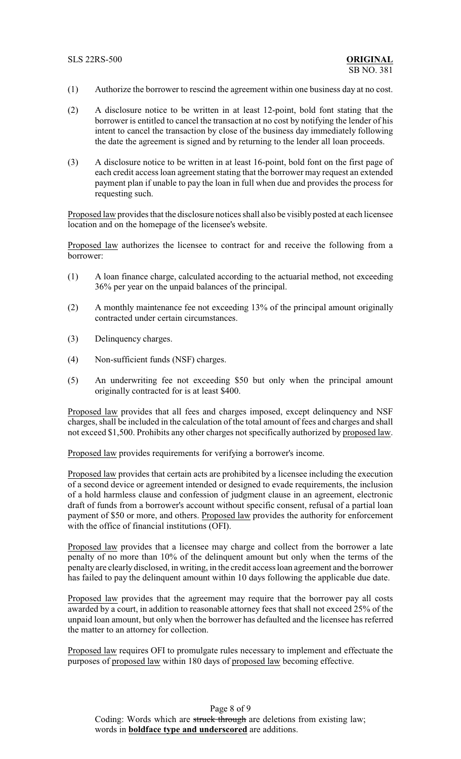(1) Authorize the borrower to rescind the agreement within one business day at no cost.

(2) A disclosure notice to be written in at least 12-point, bold font stating that the borrower is entitled to cancel the transaction at no cost by notifying the lender of his intent to cancel the transaction by close of the business day immediately following the date the agreement is signed and by returning to the lender all loan proceeds.

(3) A disclosure notice to be written in at least 16-point, bold font on the first page of each credit access loan agreement stating that the borrower may request an extended payment plan if unable to pay the loan in full when due and provides the process for requesting such.

Proposed law provides that the disclosure notices shall also be visibly posted at each licensee location and on the homepage of the licensee's website.

Proposed law authorizes the licensee to contract for and receive the following from a borrower:

(1) A loan finance charge, calculated according to the actuarial method, not exceeding 36% per year on the unpaid balances of the principal.

(2) A monthly maintenance fee not exceeding 13% of the principal amount originally contracted under certain circumstances.

(3) Delinquency charges.

(4) Non-sufficient funds (NSF) charges.

(5) An underwriting fee not exceeding $50 but only when the principal amount originally contracted for is at least $400.

Proposed law provides that all fees and charges imposed, except delinquency and NSF charges, shall be included in the calculation of the total amount of fees and charges and shall not exceed $1,500. Prohibits any other charges not specifically authorized by proposed law.

Proposed law provides requirements for verifying a borrower's income.

Proposed law provides that certain acts are prohibited by a licensee including the execution of a second device or agreement intended or designed to evade requirements, the inclusion of a hold harmless clause and confession of judgment clause in an agreement, electronic draft of funds from a borrower's account without specific consent, refusal of a partial loan payment of $50 or more, and others. Proposed law provides the authority for enforcement with the office of financial institutions (OFI).

Proposed law provides that a licensee may charge and collect from the borrower a late penalty of no more than 10% of the delinquent amount but only when the terms of the penalty are clearly disclosed, in writing, in the credit access loan agreement and the borrower has failed to pay the delinquent amount within 10 days following the applicable due date.

Proposed law provides that the agreement may require that the borrower pay all costs awarded by a court, in addition to reasonable attorney fees that shall not exceed 25% of the unpaid loan amount, but only when the borrower has defaulted and the licensee has referred the matter to an attorney for collection.

Proposed law requires OFI to promulgate rules necessary to implement and effectuate the purposes of proposed law within 180 days of proposed law becoming effective.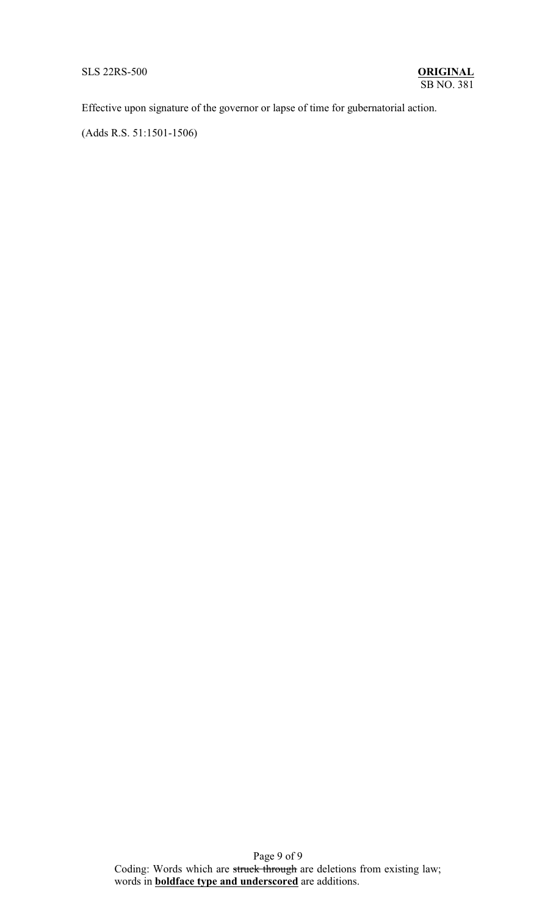Effective upon signature of the governor or lapse of time for gubernatorial action.

(Adds R.S. 51:1501-1506)